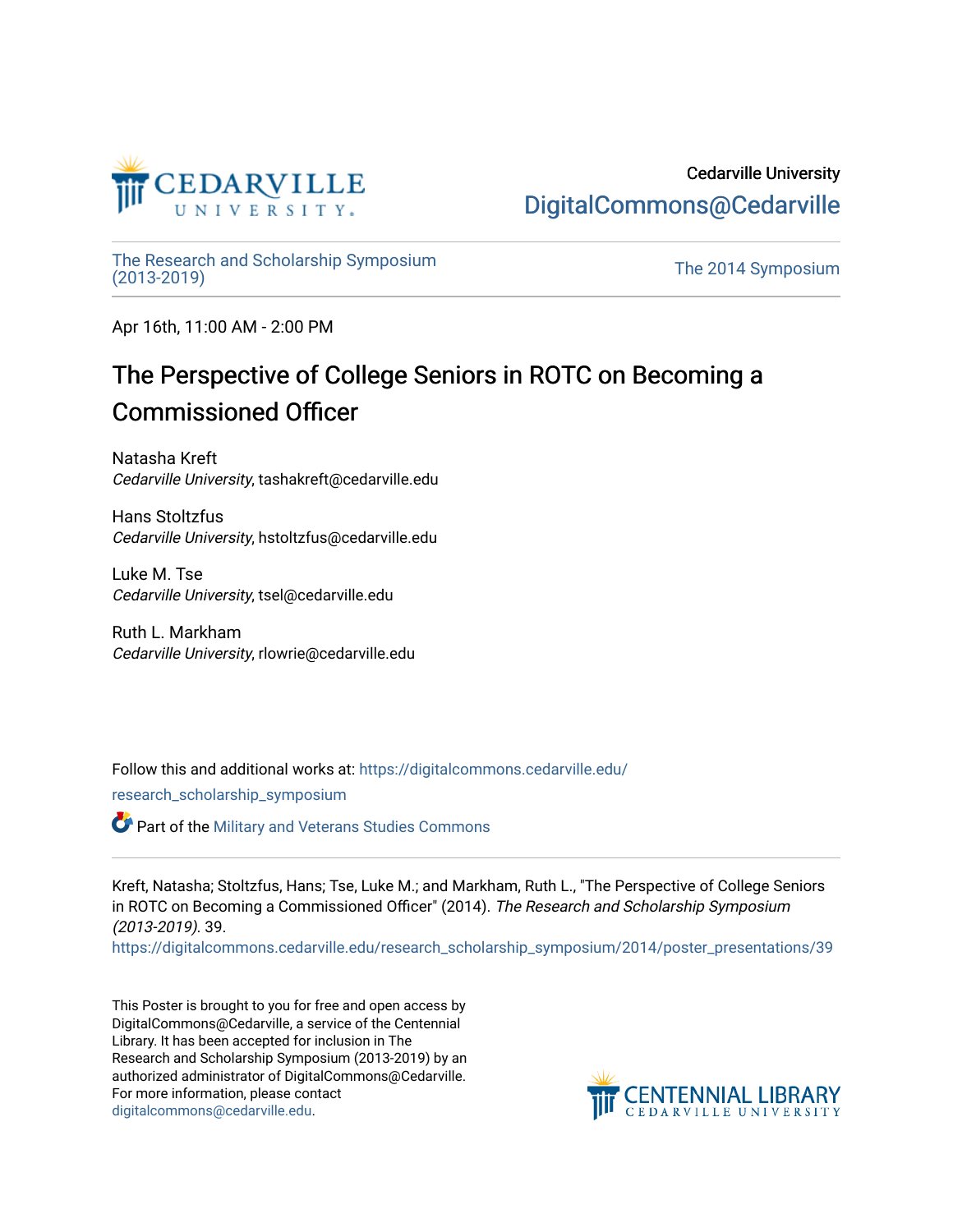Cedarville University

DigitalCommons@Cedarville

The Research and Scholarship Symposium (2013-2019)

The 2014 Symposium

Apr 16th, 11:00 AM - 2:00 PM

# The Perspective of College Seniors in ROTC on Becoming a Commissioned Officer

Natasha Kreft
*Cedarville University*, tashakreft@cedarville.edu

Hans Stoltzfus
*Cedarville University*, hstoltzfus@cedarville.edu

Luke M. Tse
*Cedarville University*, tsel@cedarville.edu

Ruth L. Markham
*Cedarville University*, rlowrie@cedarville.edu

Follow this and additional works at: https://digitalcommons.cedarville.edu/research_scholarship_symposium

Part of the Military and Veterans Studies Commons

Kreft, Natasha; Stoltzfus, Hans; Tse, Luke M.; and Markham, Ruth L., "The Perspective of College Seniors in ROTC on Becoming a Commissioned Officer" (2014). *The Research and Scholarship Symposium (2013-2019)*. 39.
https://digitalcommons.cedarville.edu/research_scholarship_symposium/2014/poster_presentations/39

This Poster is brought to you for free and open access by DigitalCommons@Cedarville, a service of the Centennial Library. It has been accepted for inclusion in The Research and Scholarship Symposium (2013-2019) by an authorized administrator of DigitalCommons@Cedarville. For more information, please contact digitalcommons@cedarville.edu.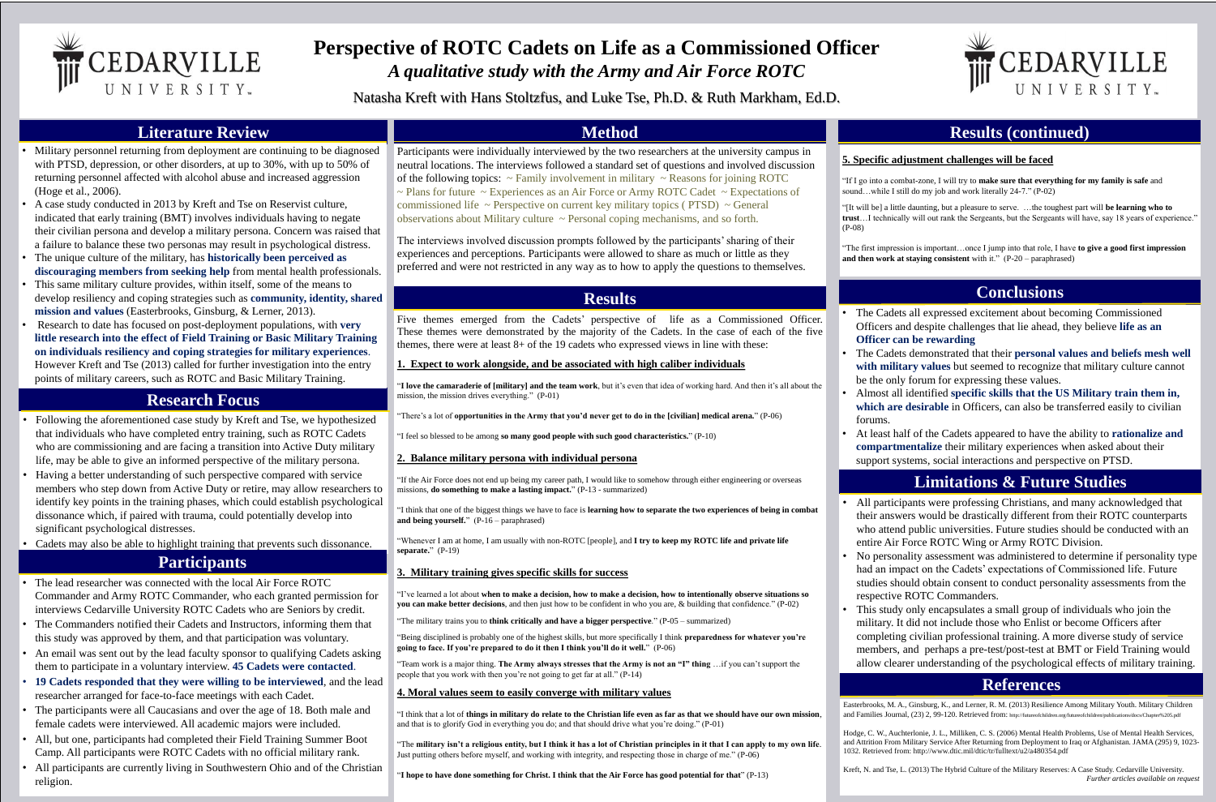# Perspective of ROTC Cadets on Life as a Commissioned Officer

*A qualitative study with the Army and Air Force ROTC*

Natasha Kreft with Hans Stoltzfus, and Luke Tse, Ph.D. & Ruth Markham, Ed.D.

## Literature Review

- Military personnel returning from deployment are continuing to be diagnosed with PTSD, depression, or other disorders, at up to 30%, with up to 50% of returning personnel affected with alcohol abuse and increased aggression (Hoge et al., 2006).
- A case study conducted in 2013 by Kreft and Tse on Reservist culture, indicated that early training (BMT) involves individuals having to negate their civilian persona and develop a military persona. Concern was raised that a failure to balance these two personas may result in psychological distress.
- The unique culture of the military, has **historically been perceived as discouraging members from seeking help** from mental health professionals.
- This same military culture provides, within itself, some of the means to develop resiliency and coping strategies such as **community, identity, shared mission and values** (Easterbrooks, Ginsburg, & Lerner, 2013).
- Research to date has focused on post-deployment populations, with **very little research into the effect of Field Training or Basic Military Training on individuals resiliency and coping strategies for military experiences**. However Kreft and Tse (2013) called for further investigation into the entry points of military careers, such as ROTC and Basic Military Training.

## Research Focus

- Following the aforementioned case study by Kreft and Tse, we hypothesized that individuals who have completed entry training, such as ROTC Cadets who are commissioning and are facing a transition into Active Duty military life, may be able to give an informed perspective of the military persona.
- Having a better understanding of such perspective compared with service members who step down from Active Duty or retire, may allow researchers to identify key points in the training phases, which could establish psychological dissonance which, if paired with trauma, could potentially develop into significant psychological distresses.
- Cadets may also be able to highlight training that prevents such dissonance.

## Participants

- The lead researcher was connected with the local Air Force ROTC Commander and Army ROTC Commander, who each granted permission for interviews Cedarville University ROTC Cadets who are Seniors by credit.
- The Commanders notified their Cadets and Instructors, informing them that this study was approved by them, and that participation was voluntary.
- An email was sent out by the lead faculty sponsor to qualifying Cadets asking them to participate in a voluntary interview. **45 Cadets were contacted**.
- **19 Cadets responded that they were willing to be interviewed**, and the lead researcher arranged for face-to-face meetings with each Cadet.
- The participants were all Caucasians and over the age of 18. Both male and female cadets were interviewed. All academic majors were included.
- All, but one, participants had completed their Field Training Summer Boot Camp. All participants were ROTC Cadets with no official military rank.
- All participants are currently living in Southwestern Ohio and of the Christian religion.

## Method

Participants were individually interviewed by the two researchers at the university campus in neutral locations. The interviews followed a standard set of questions and involved discussion of the following topics: ~ Family involvement in military ~ Reasons for joining ROTC ~ Plans for future ~ Experiences as an Air Force or Army ROTC Cadet ~ Expectations of commissioned life ~ Perspective on current key military topics ( PTSD) ~ General observations about Military culture ~ Personal coping mechanisms, and so forth.

The interviews involved discussion prompts followed by the participants' sharing of their experiences and perceptions. Participants were allowed to share as much or little as they preferred and were not restricted in any way as to how to apply the questions to themselves.

## Results

Five themes emerged from the Cadets' perspective of life as a Commissioned Officer. These themes were demonstrated by the majority of the Cadets. In the case of each of the five themes, there were at least 8+ of the 19 cadets who expressed views in line with these:

### 1. Expect to work alongside, and be associated with high caliber individuals

"**I love the camaraderie of [military] and the team work**, but it's even that idea of working hard. And then it's all about the mission, the mission drives everything." (P-01)

"There's a lot of **opportunities in the Army that you'd never get to do in the [civilian] medical arena.**" (P-06)

"I feel so blessed to be among **so many good people with such good characteristics.**" (P-10)

### 2. Balance military persona with individual persona

"If the Air Force does not end up being my career path, I would like to somehow through either engineering or overseas missions, **do something to make a lasting impact.**" (P-13 - summarized)

"I think that one of the biggest things we have to face is **learning how to separate the two experiences of being in combat and being yourself.**" (P-16 – paraphrased)

"Whenever I am at home, I am usually with non-ROTC [people], and **I try to keep my ROTC life and private life separate.**" (P-19)

### 3. Military training gives specific skills for success

"I've learned a lot about **when to make a decision, how to make a decision, how to intentionally observe situations so you can make better decisions**, and then just how to be confident in who you are, & building that confidence." (P-02)

"The military trains you to **think critically and have a bigger perspective**." (P-05 – summarized)

"Being disciplined is probably one of the highest skills, but more specifically I think **preparedness for whatever you're going to face. If you're prepared to do it then I think you'll do it well.**" (P-06)

"Team work is a major thing. **The Army always stresses that the Army is not an "I" thing** …if you can't support the people that you work with then you're not going to get far at all." (P-14)

### 4. Moral values seem to easily converge with military values

"I think that a lot of **things in military do relate to the Christian life even as far as that we should have our own mission**, and that is to glorify God in everything you do; and that should drive what you're doing." (P-01)

"The **military isn't a religious entity, but I think it has a lot of Christian principles in it that I can apply to my own life**. Just putting others before myself, and working with integrity, and respecting those in charge of me." (P-06)

"**I hope to have done something for Christ. I think that the Air Force has good potential for that**" (P-13)

## Results (continued)

### 5. Specific adjustment challenges will be faced

"If I go into a combat-zone, I will try to **make sure that everything for my family is safe** and sound…while I still do my job and work literally 24-7." (P-02)

"[It will be] a little daunting, but a pleasure to serve. …the toughest part will **be learning who to trust**…I technically will out rank the Sergeants, but the Sergeants will have, say 18 years of experience." (P-08)

"The first impression is important…once I jump into that role, I have **to give a good first impression and then work at staying consistent** with it." (P-20 – paraphrased)

## Conclusions

- The Cadets all expressed excitement about becoming Commissioned Officers and despite challenges that lie ahead, they believe **life as an Officer can be rewarding**
- The Cadets demonstrated that their **personal values and beliefs mesh well with military values** but seemed to recognize that military culture cannot be the only forum for expressing these values.
- Almost all identified **specific skills that the US Military train them in, which are desirable** in Officers, can also be transferred easily to civilian forums.
- At least half of the Cadets appeared to have the ability to **rationalize and compartmentalize** their military experiences when asked about their support systems, social interactions and perspective on PTSD.

## Limitations & Future Studies

- All participants were professing Christians, and many acknowledged that their answers would be drastically different from their ROTC counterparts who attend public universities. Future studies should be conducted with an entire Air Force ROTC Wing or Army ROTC Division.
- No personality assessment was administered to determine if personality type had an impact on the Cadets' expectations of Commissioned life. Future studies should obtain consent to conduct personality assessments from the respective ROTC Commanders.
- This study only encapsulates a small group of individuals who join the military. It did not include those who Enlist or become Officers after completing civilian professional training. A more diverse study of service members, and perhaps a pre-test/post-test at BMT or Field Training would allow clearer understanding of the psychological effects of military training.

## References

Easterbrooks, M. A., Ginsburg, K., and Lerner, R. M. (2013) Resilience Among Military Youth. Military Children and Families Journal, (23) 2, 99-120. Retrieved from: http://futureofchildren.org/futureofchildren/publications/docs/Chapter%205.pdf

Hodge, C. W., Auchterlonie, J. L., Milliken, C. S. (2006) Mental Health Problems, Use of Mental Health Services, and Attrition From Military Service After Returning from Deployment to Iraq or Afghanistan. JAMA (295) 9, 1023-1032. Retrieved from: http://www.dtic.mil/dtic/tr/fulltext/u2/a480354.pdf

Kreft, N. and Tse, L. (2013) The Hybrid Culture of the Military Reserves: A Case Study. Cedarville University.

*Further articles available on request*